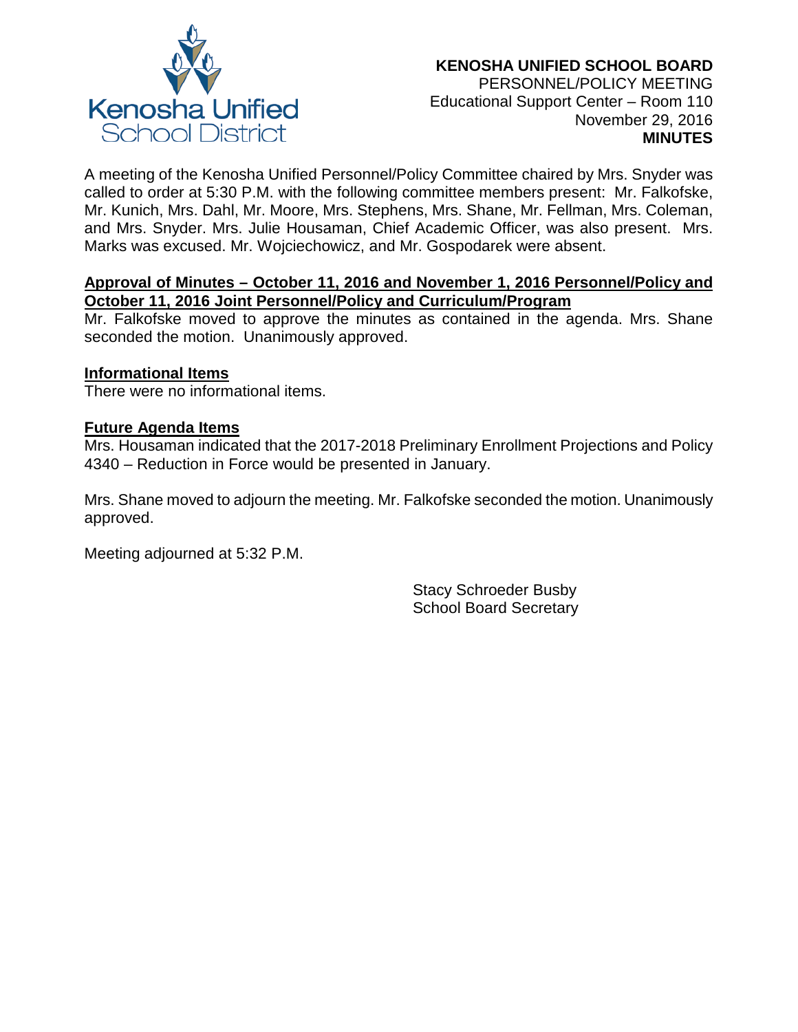**KENOSHA UNIFIED SCHOOL BOARD**
PERSONNEL/POLICY MEETING
Educational Support Center – Room 110
November 29, 2016
**MINUTES**

A meeting of the Kenosha Unified Personnel/Policy Committee chaired by Mrs. Snyder was called to order at 5:30 P.M. with the following committee members present: Mr. Falkofske, Mr. Kunich, Mrs. Dahl, Mr. Moore, Mrs. Stephens, Mrs. Shane, Mr. Fellman, Mrs. Coleman, and Mrs. Snyder. Mrs. Julie Housaman, Chief Academic Officer, was also present. Mrs. Marks was excused. Mr. Wojciechowicz, and Mr. Gospodarek were absent.

**Approval of Minutes – October 11, 2016 and November 1, 2016 Personnel/Policy and October 11, 2016 Joint Personnel/Policy and Curriculum/Program**

Mr. Falkofske moved to approve the minutes as contained in the agenda. Mrs. Shane seconded the motion. Unanimously approved.

**Informational Items**

There were no informational items.

**Future Agenda Items**

Mrs. Housaman indicated that the 2017-2018 Preliminary Enrollment Projections and Policy 4340 – Reduction in Force would be presented in January.

Mrs. Shane moved to adjourn the meeting. Mr. Falkofske seconded the motion. Unanimously approved.

Meeting adjourned at 5:32 P.M.

Stacy Schroeder Busby
School Board Secretary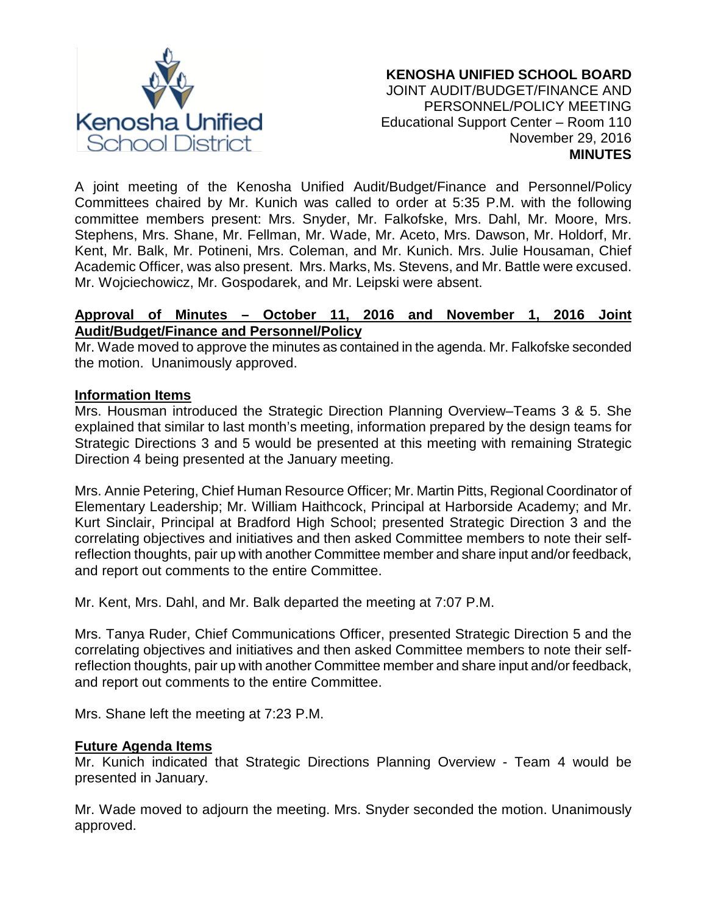**KENOSHA UNIFIED SCHOOL BOARD**
JOINT AUDIT/BUDGET/FINANCE AND PERSONNEL/POLICY MEETING
Educational Support Center – Room 110
November 29, 2016
**MINUTES**

A joint meeting of the Kenosha Unified Audit/Budget/Finance and Personnel/Policy Committees chaired by Mr. Kunich was called to order at 5:35 P.M. with the following committee members present: Mrs. Snyder, Mr. Falkofske, Mrs. Dahl, Mr. Moore, Mrs. Stephens, Mrs. Shane, Mr. Fellman, Mr. Wade, Mr. Aceto, Mrs. Dawson, Mr. Holdorf, Mr. Kent, Mr. Balk, Mr. Potineni, Mrs. Coleman, and Mr. Kunich. Mrs. Julie Housaman, Chief Academic Officer, was also present. Mrs. Marks, Ms. Stevens, and Mr. Battle were excused. Mr. Wojciechowicz, Mr. Gospodarek, and Mr. Leipski were absent.

**Approval of Minutes – October 11, 2016 and November 1, 2016 Joint Audit/Budget/Finance and Personnel/Policy**

Mr. Wade moved to approve the minutes as contained in the agenda. Mr. Falkofske seconded the motion. Unanimously approved.

**Information Items**

Mrs. Housman introduced the Strategic Direction Planning Overview–Teams 3 & 5. She explained that similar to last month's meeting, information prepared by the design teams for Strategic Directions 3 and 5 would be presented at this meeting with remaining Strategic Direction 4 being presented at the January meeting.

Mrs. Annie Petering, Chief Human Resource Officer; Mr. Martin Pitts, Regional Coordinator of Elementary Leadership; Mr. William Haithcock, Principal at Harborside Academy; and Mr. Kurt Sinclair, Principal at Bradford High School; presented Strategic Direction 3 and the correlating objectives and initiatives and then asked Committee members to note their self-reflection thoughts, pair up with another Committee member and share input and/or feedback, and report out comments to the entire Committee.

Mr. Kent, Mrs. Dahl, and Mr. Balk departed the meeting at 7:07 P.M.

Mrs. Tanya Ruder, Chief Communications Officer, presented Strategic Direction 5 and the correlating objectives and initiatives and then asked Committee members to note their self-reflection thoughts, pair up with another Committee member and share input and/or feedback, and report out comments to the entire Committee.

Mrs. Shane left the meeting at 7:23 P.M.

**Future Agenda Items**

Mr. Kunich indicated that Strategic Directions Planning Overview - Team 4 would be presented in January.

Mr. Wade moved to adjourn the meeting. Mrs. Snyder seconded the motion. Unanimously approved.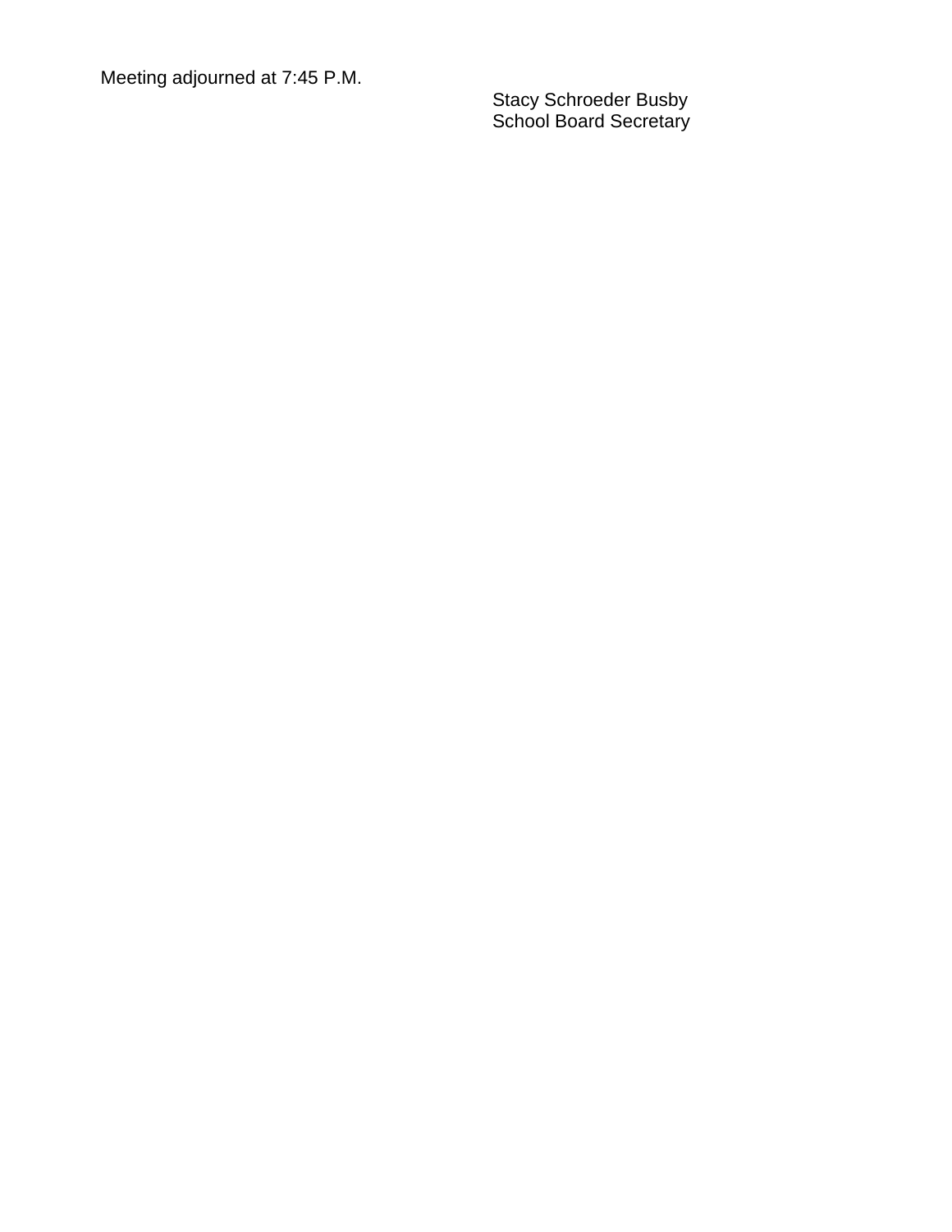Meeting adjourned at 7:45 P.M.

Stacy Schroeder Busby
School Board Secretary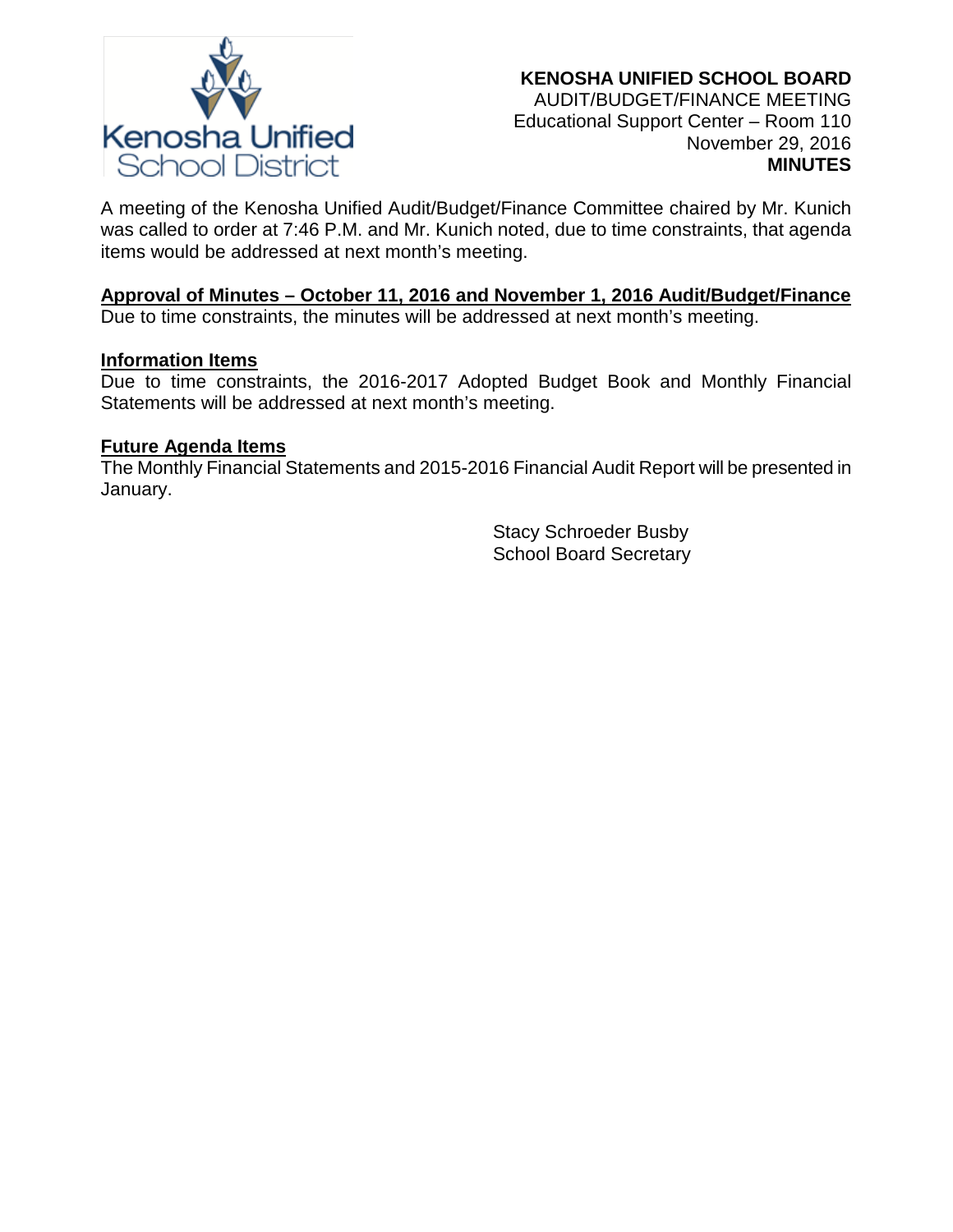Kenosha Unified School District

**KENOSHA UNIFIED SCHOOL BOARD**
AUDIT/BUDGET/FINANCE MEETING
Educational Support Center – Room 110
November 29, 2016
**MINUTES**

A meeting of the Kenosha Unified Audit/Budget/Finance Committee chaired by Mr. Kunich was called to order at 7:46 P.M. and Mr. Kunich noted, due to time constraints, that agenda items would be addressed at next month's meeting.

**Approval of Minutes – October 11, 2016 and November 1, 2016 Audit/Budget/Finance**

Due to time constraints, the minutes will be addressed at next month's meeting.

**Information Items**

Due to time constraints, the 2016-2017 Adopted Budget Book and Monthly Financial Statements will be addressed at next month's meeting.

**Future Agenda Items**

The Monthly Financial Statements and 2015-2016 Financial Audit Report will be presented in January.

Stacy Schroeder Busby
School Board Secretary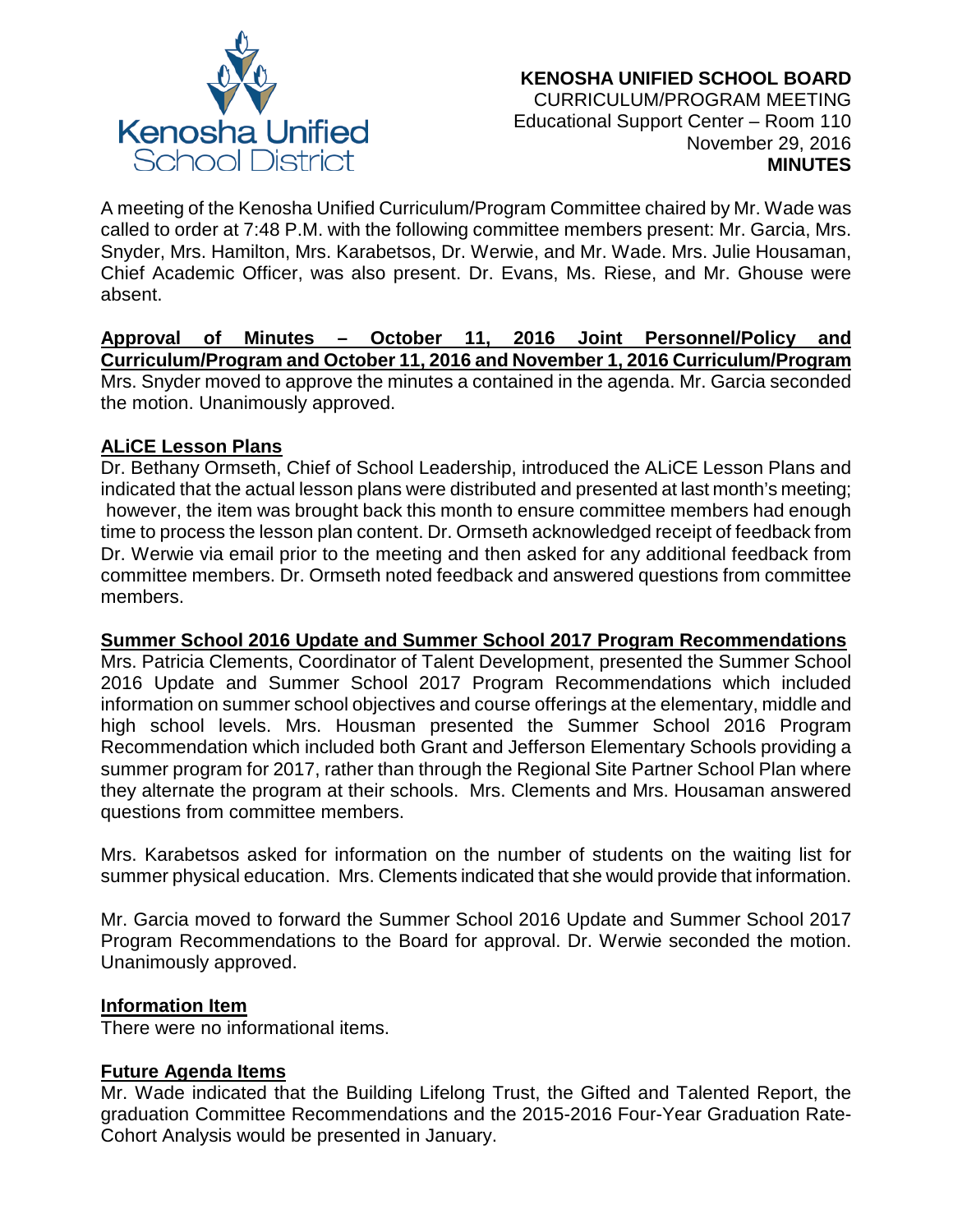**KENOSHA UNIFIED SCHOOL BOARD**
CURRICULUM/PROGRAM MEETING
Educational Support Center – Room 110
November 29, 2016
**MINUTES**

A meeting of the Kenosha Unified Curriculum/Program Committee chaired by Mr. Wade was called to order at 7:48 P.M. with the following committee members present: Mr. Garcia, Mrs. Snyder, Mrs. Hamilton, Mrs. Karabetsos, Dr. Werwie, and Mr. Wade. Mrs. Julie Housaman, Chief Academic Officer, was also present. Dr. Evans, Ms. Riese, and Mr. Ghouse were absent.

**Approval of Minutes – October 11, 2016 Joint Personnel/Policy and Curriculum/Program and October 11, 2016 and November 1, 2016 Curriculum/Program**

Mrs. Snyder moved to approve the minutes a contained in the agenda. Mr. Garcia seconded the motion. Unanimously approved.

**ALiCE Lesson Plans**

Dr. Bethany Ormseth, Chief of School Leadership, introduced the ALiCE Lesson Plans and indicated that the actual lesson plans were distributed and presented at last month's meeting; however, the item was brought back this month to ensure committee members had enough time to process the lesson plan content. Dr. Ormseth acknowledged receipt of feedback from Dr. Werwie via email prior to the meeting and then asked for any additional feedback from committee members. Dr. Ormseth noted feedback and answered questions from committee members.

**Summer School 2016 Update and Summer School 2017 Program Recommendations**

Mrs. Patricia Clements, Coordinator of Talent Development, presented the Summer School 2016 Update and Summer School 2017 Program Recommendations which included information on summer school objectives and course offerings at the elementary, middle and high school levels. Mrs. Housman presented the Summer School 2016 Program Recommendation which included both Grant and Jefferson Elementary Schools providing a summer program for 2017, rather than through the Regional Site Partner School Plan where they alternate the program at their schools. Mrs. Clements and Mrs. Housaman answered questions from committee members.

Mrs. Karabetsos asked for information on the number of students on the waiting list for summer physical education. Mrs. Clements indicated that she would provide that information.

Mr. Garcia moved to forward the Summer School 2016 Update and Summer School 2017 Program Recommendations to the Board for approval. Dr. Werwie seconded the motion. Unanimously approved.

**Information Item**

There were no informational items.

**Future Agenda Items**

Mr. Wade indicated that the Building Lifelong Trust, the Gifted and Talented Report, the graduation Committee Recommendations and the 2015-2016 Four-Year Graduation Rate-Cohort Analysis would be presented in January.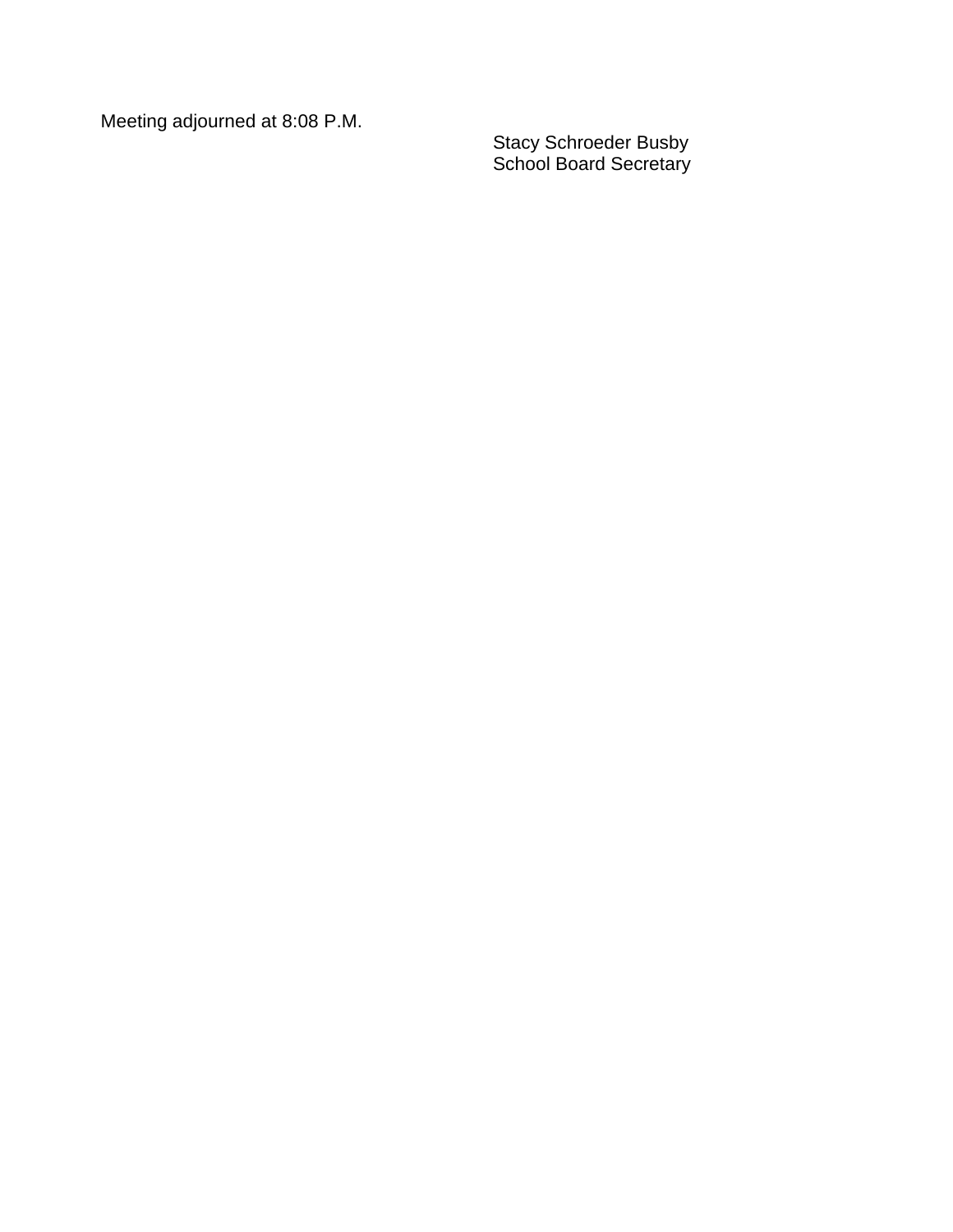Meeting adjourned at 8:08 P.M.

Stacy Schroeder Busby
School Board Secretary